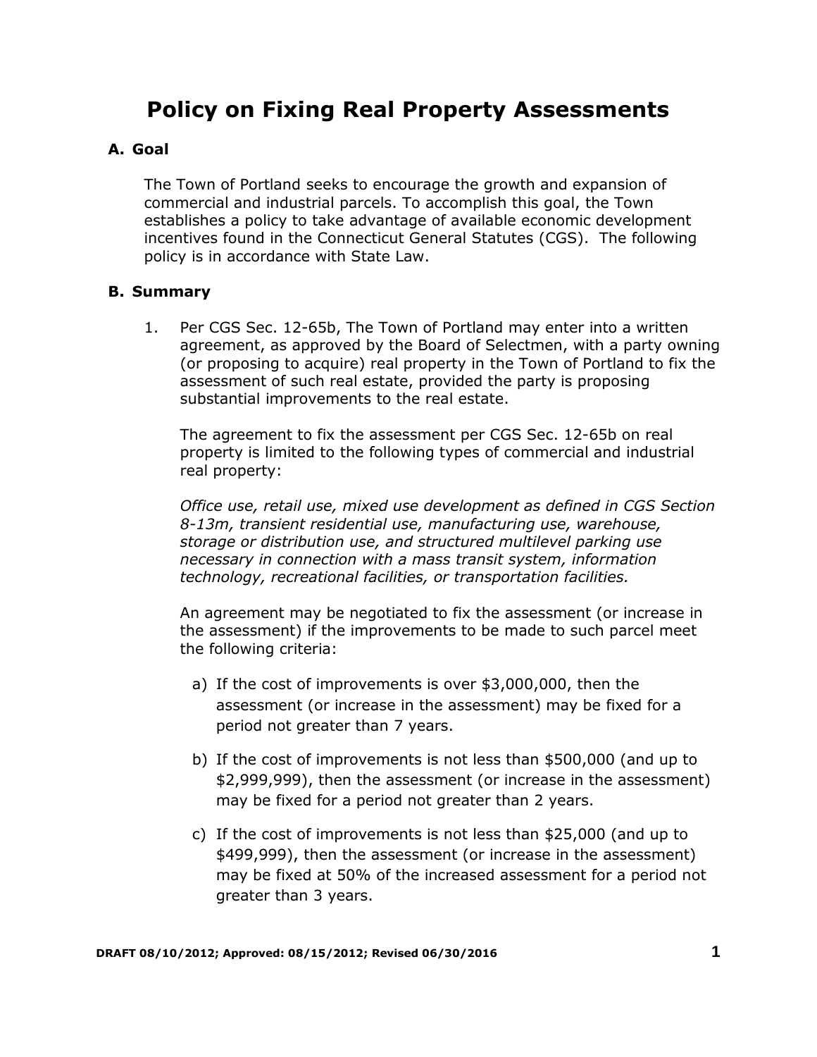# Policy on Fixing Real Property Assessments

## A. Goal

The Town of Portland seeks to encourage the growth and expansion of commercial and industrial parcels. To accomplish this goal, the Town establishes a policy to take advantage of available economic development incentives found in the Connecticut General Statutes (CGS). The following policy is in accordance with State Law.

## B. Summary

1. Per CGS Sec. 12-65b, The Town of Portland may enter into a written agreement, as approved by the Board of Selectmen, with a party owning (or proposing to acquire) real property in the Town of Portland to fix the assessment of such real estate, provided the party is proposing substantial improvements to the real estate.

   The agreement to fix the assessment per CGS Sec. 12-65b on real property is limited to the following types of commercial and industrial real property:

   *Office use, retail use, mixed use development as defined in CGS Section 8-13m, transient residential use, manufacturing use, warehouse, storage or distribution use, and structured multilevel parking use necessary in connection with a mass transit system, information technology, recreational facilities, or transportation facilities.*

   An agreement may be negotiated to fix the assessment (or increase in the assessment) if the improvements to be made to such parcel meet the following criteria:

   a) If the cost of improvements is over $3,000,000, then the assessment (or increase in the assessment) may be fixed for a period not greater than 7 years.

   b) If the cost of improvements is not less than $500,000 (and up to $2,999,999), then the assessment (or increase in the assessment) may be fixed for a period not greater than 2 years.

   c) If the cost of improvements is not less than $25,000 (and up to $499,999), then the assessment (or increase in the assessment) may be fixed at 50% of the increased assessment for a period not greater than 3 years.

DRAFT 08/10/2012; Approved: 08/15/2012; Revised 06/30/2016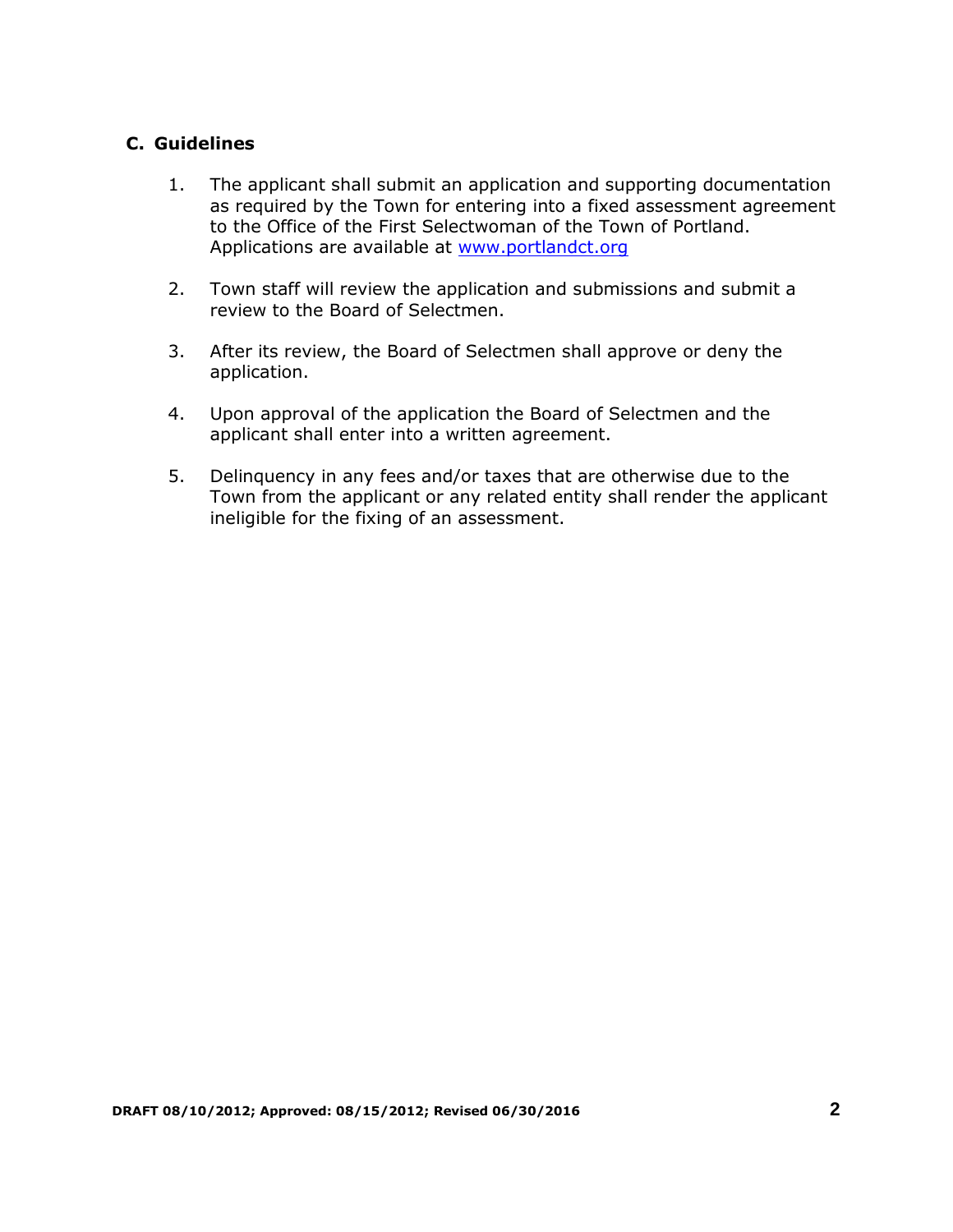### C. Guidelines

1. The applicant shall submit an application and supporting documentation as required by the Town for entering into a fixed assessment agreement to the Office of the First Selectwoman of the Town of Portland. Applications are available at www.portlandct.org

2. Town staff will review the application and submissions and submit a review to the Board of Selectmen.

3. After its review, the Board of Selectmen shall approve or deny the application.

4. Upon approval of the application the Board of Selectmen and the applicant shall enter into a written agreement.

5. Delinquency in any fees and/or taxes that are otherwise due to the Town from the applicant or any related entity shall render the applicant ineligible for the fixing of an assessment.

**DRAFT 08/10/2012; Approved: 08/15/2012; Revised 06/30/2016**